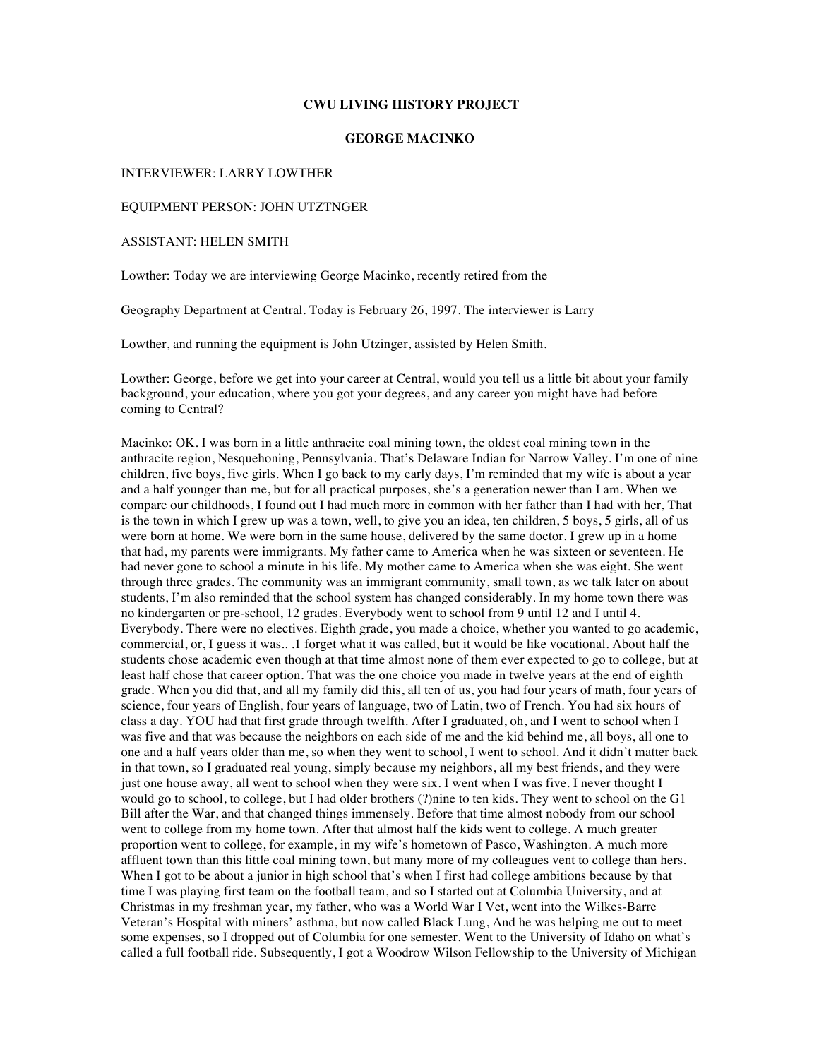**CWU LIVING HISTORY PROJECT**

**GEORGE MACINKO**

INTERVIEWER: LARRY LOWTHER

EQUIPMENT PERSON: JOHN UTZTNGER

ASSISTANT: HELEN SMITH

Lowther: Today we are interviewing George Macinko, recently retired from the

Geography Department at Central. Today is February 26, 1997. The interviewer is Larry

Lowther, and running the equipment is John Utzinger, assisted by Helen Smith.

Lowther: George, before we get into your career at Central, would you tell us a little bit about your family background, your education, where you got your degrees, and any career you might have had before coming to Central?

Macinko: OK. I was born in a little anthracite coal mining town, the oldest coal mining town in the anthracite region, Nesquehoning, Pennsylvania. That's Delaware Indian for Narrow Valley. I'm one of nine children, five boys, five girls. When I go back to my early days, I'm reminded that my wife is about a year and a half younger than me, but for all practical purposes, she's a generation newer than I am. When we compare our childhoods, I found out I had much more in common with her father than I had with her, That is the town in which I grew up was a town, well, to give you an idea, ten children, 5 boys, 5 girls, all of us were born at home. We were born in the same house, delivered by the same doctor. I grew up in a home that had, my parents were immigrants. My father came to America when he was sixteen or seventeen. He had never gone to school a minute in his life. My mother came to America when she was eight. She went through three grades. The community was an immigrant community, small town, as we talk later on about students, I'm also reminded that the school system has changed considerably. In my home town there was no kindergarten or pre-school, 12 grades. Everybody went to school from 9 until 12 and I until 4. Everybody. There were no electives. Eighth grade, you made a choice, whether you wanted to go academic, commercial, or, I guess it was.. .1 forget what it was called, but it would be like vocational. About half the students chose academic even though at that time almost none of them ever expected to go to college, but at least half chose that career option. That was the one choice you made in twelve years at the end of eighth grade. When you did that, and all my family did this, all ten of us, you had four years of math, four years of science, four years of English, four years of language, two of Latin, two of French. You had six hours of class a day. YOU had that first grade through twelfth. After I graduated, oh, and I went to school when I was five and that was because the neighbors on each side of me and the kid behind me, all boys, all one to one and a half years older than me, so when they went to school, I went to school. And it didn't matter back in that town, so I graduated real young, simply because my neighbors, all my best friends, and they were just one house away, all went to school when they were six. I went when I was five. I never thought I would go to school, to college, but I had older brothers (?)nine to ten kids. They went to school on the G1 Bill after the War, and that changed things immensely. Before that time almost nobody from our school went to college from my home town. After that almost half the kids went to college. A much greater proportion went to college, for example, in my wife's hometown of Pasco, Washington. A much more affluent town than this little coal mining town, but many more of my colleagues vent to college than hers. When I got to be about a junior in high school that's when I first had college ambitions because by that time I was playing first team on the football team, and so I started out at Columbia University, and at Christmas in my freshman year, my father, who was a World War I Vet, went into the Wilkes-Barre Veteran's Hospital with miners' asthma, but now called Black Lung, And he was helping me out to meet some expenses, so I dropped out of Columbia for one semester. Went to the University of Idaho on what's called a full football ride. Subsequently, I got a Woodrow Wilson Fellowship to the University of Michigan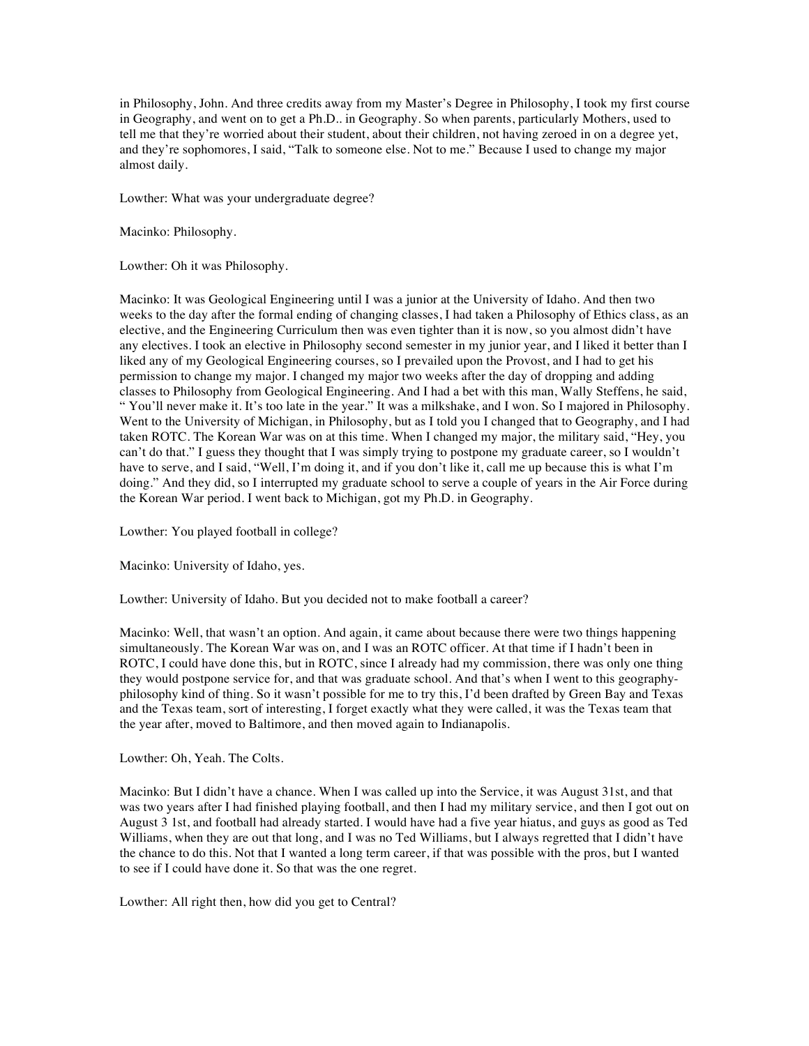in Philosophy, John. And three credits away from my Master's Degree in Philosophy, I took my first course in Geography, and went on to get a Ph.D.. in Geography. So when parents, particularly Mothers, used to tell me that they're worried about their student, about their children, not having zeroed in on a degree yet, and they're sophomores, I said, "Talk to someone else. Not to me." Because I used to change my major almost daily.

Lowther: What was your undergraduate degree?

Macinko: Philosophy.

Lowther: Oh it was Philosophy.

Macinko: It was Geological Engineering until I was a junior at the University of Idaho. And then two weeks to the day after the formal ending of changing classes, I had taken a Philosophy of Ethics class, as an elective, and the Engineering Curriculum then was even tighter than it is now, so you almost didn't have any electives. I took an elective in Philosophy second semester in my junior year, and I liked it better than I liked any of my Geological Engineering courses, so I prevailed upon the Provost, and I had to get his permission to change my major. I changed my major two weeks after the day of dropping and adding classes to Philosophy from Geological Engineering. And I had a bet with this man, Wally Steffens, he said, " You'll never make it. It's too late in the year." It was a milkshake, and I won. So I majored in Philosophy. Went to the University of Michigan, in Philosophy, but as I told you I changed that to Geography, and I had taken ROTC. The Korean War was on at this time. When I changed my major, the military said, "Hey, you can't do that." I guess they thought that I was simply trying to postpone my graduate career, so I wouldn't have to serve, and I said, "Well, I'm doing it, and if you don't like it, call me up because this is what I'm doing." And they did, so I interrupted my graduate school to serve a couple of years in the Air Force during the Korean War period. I went back to Michigan, got my Ph.D. in Geography.

Lowther: You played football in college?

Macinko: University of Idaho, yes.

Lowther: University of Idaho. But you decided not to make football a career?

Macinko: Well, that wasn't an option. And again, it came about because there were two things happening simultaneously. The Korean War was on, and I was an ROTC officer. At that time if I hadn't been in ROTC, I could have done this, but in ROTC, since I already had my commission, there was only one thing they would postpone service for, and that was graduate school. And that's when I went to this geography-philosophy kind of thing. So it wasn't possible for me to try this, I'd been drafted by Green Bay and Texas and the Texas team, sort of interesting, I forget exactly what they were called, it was the Texas team that the year after, moved to Baltimore, and then moved again to Indianapolis.

Lowther: Oh, Yeah. The Colts.

Macinko: But I didn't have a chance. When I was called up into the Service, it was August 31st, and that was two years after I had finished playing football, and then I had my military service, and then I got out on August 3 1st, and football had already started. I would have had a five year hiatus, and guys as good as Ted Williams, when they are out that long, and I was no Ted Williams, but I always regretted that I didn't have the chance to do this. Not that I wanted a long term career, if that was possible with the pros, but I wanted to see if I could have done it. So that was the one regret.

Lowther: All right then, how did you get to Central?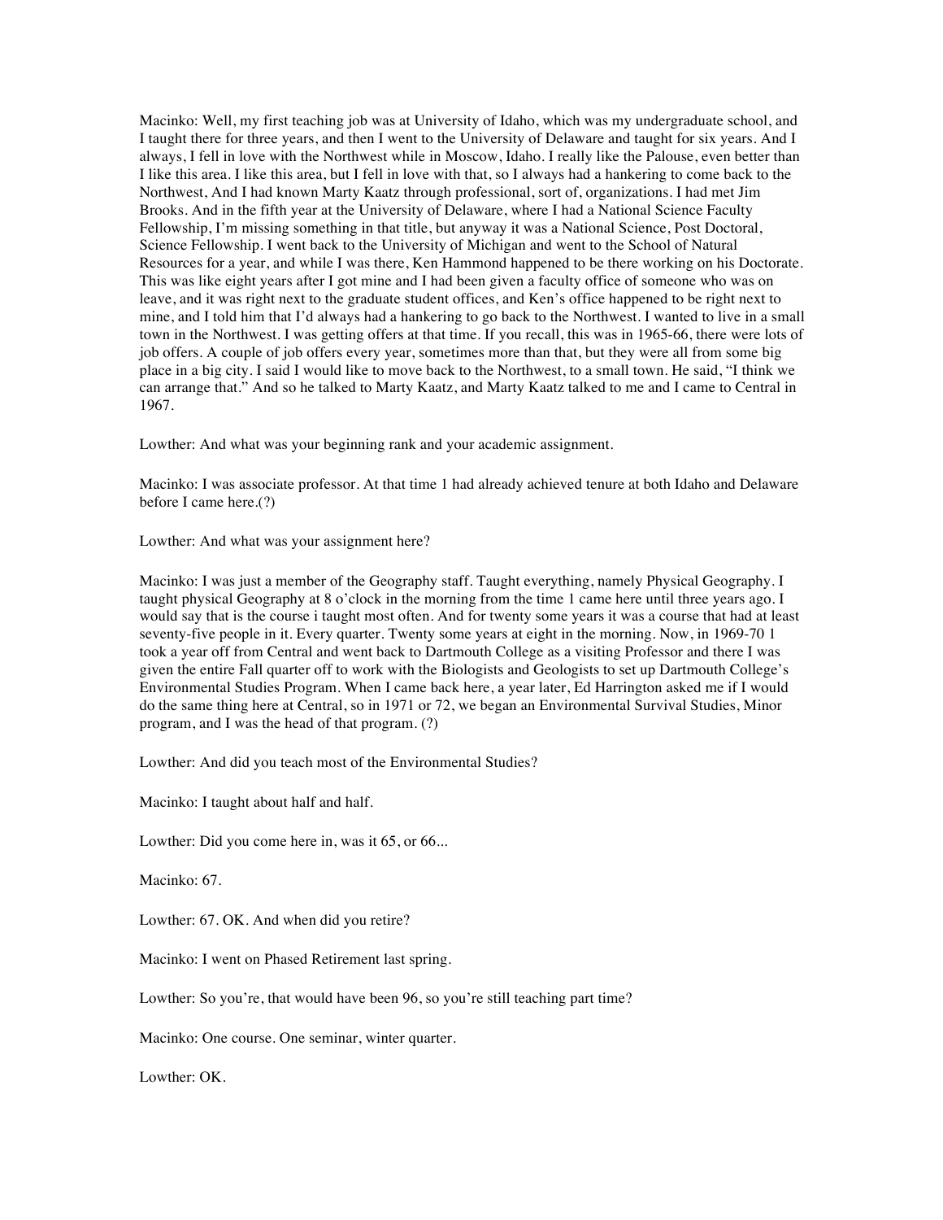Macinko: Well, my first teaching job was at University of Idaho, which was my undergraduate school, and I taught there for three years, and then I went to the University of Delaware and taught for six years. And I always, I fell in love with the Northwest while in Moscow, Idaho. I really like the Palouse, even better than I like this area. I like this area, but I fell in love with that, so I always had a hankering to come back to the Northwest, And I had known Marty Kaatz through professional, sort of, organizations. I had met Jim Brooks. And in the fifth year at the University of Delaware, where I had a National Science Faculty Fellowship, I'm missing something in that title, but anyway it was a National Science, Post Doctoral, Science Fellowship. I went back to the University of Michigan and went to the School of Natural Resources for a year, and while I was there, Ken Hammond happened to be there working on his Doctorate. This was like eight years after I got mine and I had been given a faculty office of someone who was on leave, and it was right next to the graduate student offices, and Ken's office happened to be right next to mine, and I told him that I'd always had a hankering to go back to the Northwest. I wanted to live in a small town in the Northwest. I was getting offers at that time. If you recall, this was in 1965-66, there were lots of job offers. A couple of job offers every year, sometimes more than that, but they were all from some big place in a big city. I said I would like to move back to the Northwest, to a small town. He said, "I think we can arrange that." And so he talked to Marty Kaatz, and Marty Kaatz talked to me and I came to Central in 1967.

Lowther: And what was your beginning rank and your academic assignment.

Macinko: I was associate professor. At that time 1 had already achieved tenure at both Idaho and Delaware before I came here.(?)

Lowther: And what was your assignment here?

Macinko: I was just a member of the Geography staff. Taught everything, namely Physical Geography. I taught physical Geography at 8 o'clock in the morning from the time 1 came here until three years ago. I would say that is the course i taught most often. And for twenty some years it was a course that had at least seventy-five people in it. Every quarter. Twenty some years at eight in the morning. Now, in 1969-70 1 took a year off from Central and went back to Dartmouth College as a visiting Professor and there I was given the entire Fall quarter off to work with the Biologists and Geologists to set up Dartmouth College's Environmental Studies Program. When I came back here, a year later, Ed Harrington asked me if I would do the same thing here at Central, so in 1971 or 72, we began an Environmental Survival Studies, Minor program, and I was the head of that program. (?)

Lowther: And did you teach most of the Environmental Studies?

Macinko: I taught about half and half.

Lowther: Did you come here in, was it 65, or 66...

Macinko: 67.

Lowther: 67. OK. And when did you retire?

Macinko: I went on Phased Retirement last spring.

Lowther: So you're, that would have been 96, so you're still teaching part time?

Macinko: One course. One seminar, winter quarter.

Lowther: OK.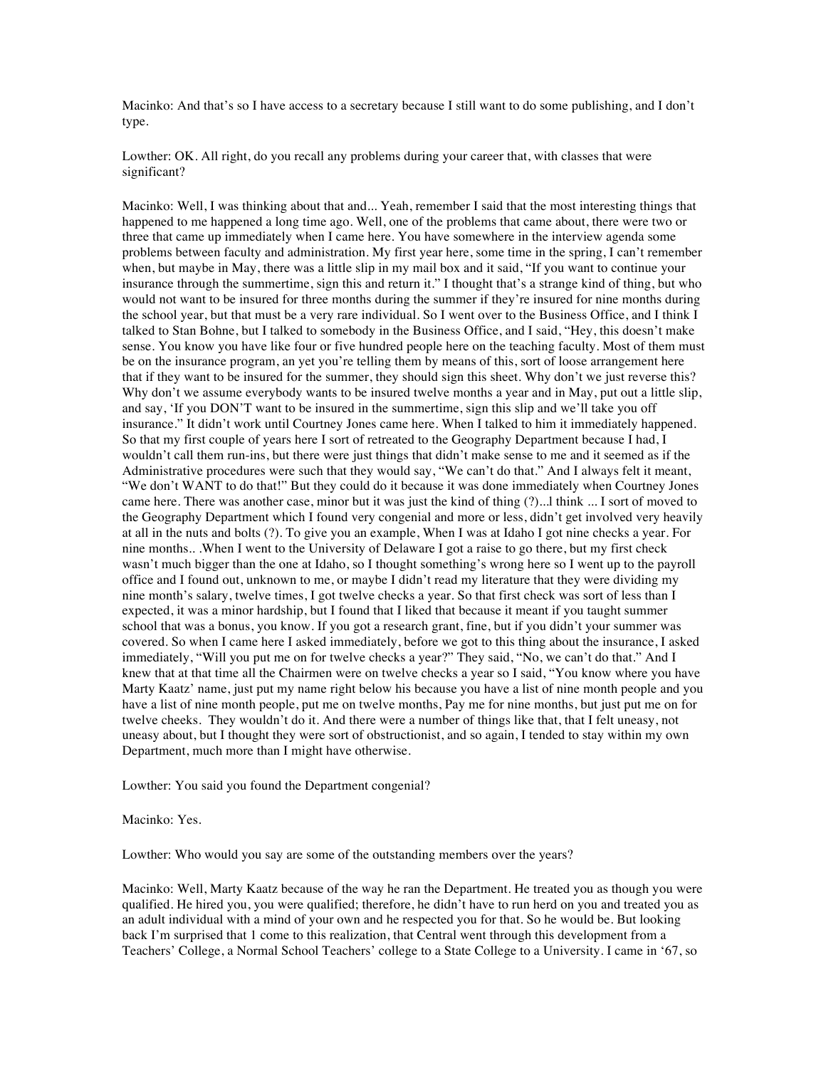Macinko: And that's so I have access to a secretary because I still want to do some publishing, and I don't type.

Lowther: OK. All right, do you recall any problems during your career that, with classes that were significant?

Macinko: Well, I was thinking about that and... Yeah, remember I said that the most interesting things that happened to me happened a long time ago. Well, one of the problems that came about, there were two or three that came up immediately when I came here. You have somewhere in the interview agenda some problems between faculty and administration. My first year here, some time in the spring, I can't remember when, but maybe in May, there was a little slip in my mail box and it said, "If you want to continue your insurance through the summertime, sign this and return it." I thought that's a strange kind of thing, but who would not want to be insured for three months during the summer if they're insured for nine months during the school year, but that must be a very rare individual. So I went over to the Business Office, and I think I talked to Stan Bohne, but I talked to somebody in the Business Office, and I said, "Hey, this doesn't make sense. You know you have like four or five hundred people here on the teaching faculty. Most of them must be on the insurance program, an yet you're telling them by means of this, sort of loose arrangement here that if they want to be insured for the summer, they should sign this sheet. Why don't we just reverse this? Why don't we assume everybody wants to be insured twelve months a year and in May, put out a little slip, and say, 'If you DON'T want to be insured in the summertime, sign this slip and we'll take you off insurance." It didn't work until Courtney Jones came here. When I talked to him it immediately happened. So that my first couple of years here I sort of retreated to the Geography Department because I had, I wouldn't call them run-ins, but there were just things that didn't make sense to me and it seemed as if the Administrative procedures were such that they would say, "We can't do that." And I always felt it meant, "We don't WANT to do that!" But they could do it because it was done immediately when Courtney Jones came here. There was another case, minor but it was just the kind of thing (?)...l think ... I sort of moved to the Geography Department which I found very congenial and more or less, didn't get involved very heavily at all in the nuts and bolts (?). To give you an example, When I was at Idaho I got nine checks a year. For nine months.. .When I went to the University of Delaware I got a raise to go there, but my first check wasn't much bigger than the one at Idaho, so I thought something's wrong here so I went up to the payroll office and I found out, unknown to me, or maybe I didn't read my literature that they were dividing my nine month's salary, twelve times, I got twelve checks a year. So that first check was sort of less than I expected, it was a minor hardship, but I found that I liked that because it meant if you taught summer school that was a bonus, you know. If you got a research grant, fine, but if you didn't your summer was covered. So when I came here I asked immediately, before we got to this thing about the insurance, I asked immediately, "Will you put me on for twelve checks a year?" They said, "No, we can't do that." And I knew that at that time all the Chairmen were on twelve checks a year so I said, "You know where you have Marty Kaatz' name, just put my name right below his because you have a list of nine month people and you have a list of nine month people, put me on twelve months, Pay me for nine months, but just put me on for twelve cheeks. They wouldn't do it. And there were a number of things like that, that I felt uneasy, not uneasy about, but I thought they were sort of obstructionist, and so again, I tended to stay within my own Department, much more than I might have otherwise.

Lowther: You said you found the Department congenial?

Macinko: Yes.

Lowther: Who would you say are some of the outstanding members over the years?

Macinko: Well, Marty Kaatz because of the way he ran the Department. He treated you as though you were qualified. He hired you, you were qualified; therefore, he didn't have to run herd on you and treated you as an adult individual with a mind of your own and he respected you for that. So he would be. But looking back I'm surprised that 1 come to this realization, that Central went through this development from a Teachers' College, a Normal School Teachers' college to a State College to a University. I came in '67, so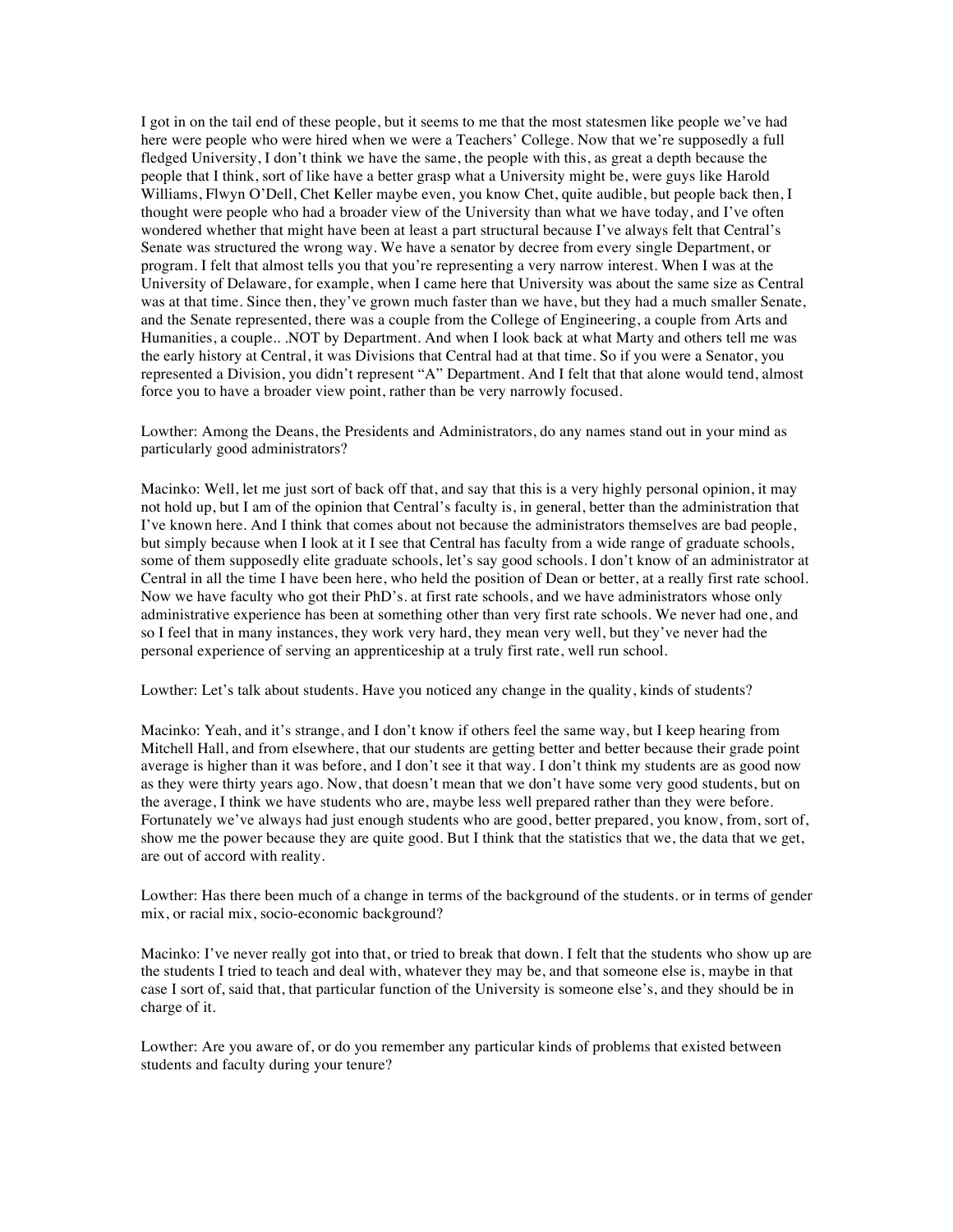I got in on the tail end of these people, but it seems to me that the most statesmen like people we've had here were people who were hired when we were a Teachers' College. Now that we're supposedly a full fledged University, I don't think we have the same, the people with this, as great a depth because the people that I think, sort of like have a better grasp what a University might be, were guys like Harold Williams, Flwyn O'Dell, Chet Keller maybe even, you know Chet, quite audible, but people back then, I thought were people who had a broader view of the University than what we have today, and I've often wondered whether that might have been at least a part structural because I've always felt that Central's Senate was structured the wrong way. We have a senator by decree from every single Department, or program. I felt that almost tells you that you're representing a very narrow interest. When I was at the University of Delaware, for example, when I came here that University was about the same size as Central was at that time. Since then, they've grown much faster than we have, but they had a much smaller Senate, and the Senate represented, there was a couple from the College of Engineering, a couple from Arts and Humanities, a couple.. .NOT by Department. And when I look back at what Marty and others tell me was the early history at Central, it was Divisions that Central had at that time. So if you were a Senator, you represented a Division, you didn't represent "A" Department. And I felt that that alone would tend, almost force you to have a broader view point, rather than be very narrowly focused.

Lowther: Among the Deans, the Presidents and Administrators, do any names stand out in your mind as particularly good administrators?

Macinko: Well, let me just sort of back off that, and say that this is a very highly personal opinion, it may not hold up, but I am of the opinion that Central's faculty is, in general, better than the administration that I've known here. And I think that comes about not because the administrators themselves are bad people, but simply because when I look at it I see that Central has faculty from a wide range of graduate schools, some of them supposedly elite graduate schools, let's say good schools. I don't know of an administrator at Central in all the time I have been here, who held the position of Dean or better, at a really first rate school. Now we have faculty who got their PhD's. at first rate schools, and we have administrators whose only administrative experience has been at something other than very first rate schools. We never had one, and so I feel that in many instances, they work very hard, they mean very well, but they've never had the personal experience of serving an apprenticeship at a truly first rate, well run school.

Lowther: Let's talk about students. Have you noticed any change in the quality, kinds of students?

Macinko: Yeah, and it's strange, and I don't know if others feel the same way, but I keep hearing from Mitchell Hall, and from elsewhere, that our students are getting better and better because their grade point average is higher than it was before, and I don't see it that way. I don't think my students are as good now as they were thirty years ago. Now, that doesn't mean that we don't have some very good students, but on the average, I think we have students who are, maybe less well prepared rather than they were before. Fortunately we've always had just enough students who are good, better prepared, you know, from, sort of, show me the power because they are quite good. But I think that the statistics that we, the data that we get, are out of accord with reality.

Lowther: Has there been much of a change in terms of the background of the students. or in terms of gender mix, or racial mix, socio-economic background?

Macinko: I've never really got into that, or tried to break that down. I felt that the students who show up are the students I tried to teach and deal with, whatever they may be, and that someone else is, maybe in that case I sort of, said that, that particular function of the University is someone else's, and they should be in charge of it.

Lowther: Are you aware of, or do you remember any particular kinds of problems that existed between students and faculty during your tenure?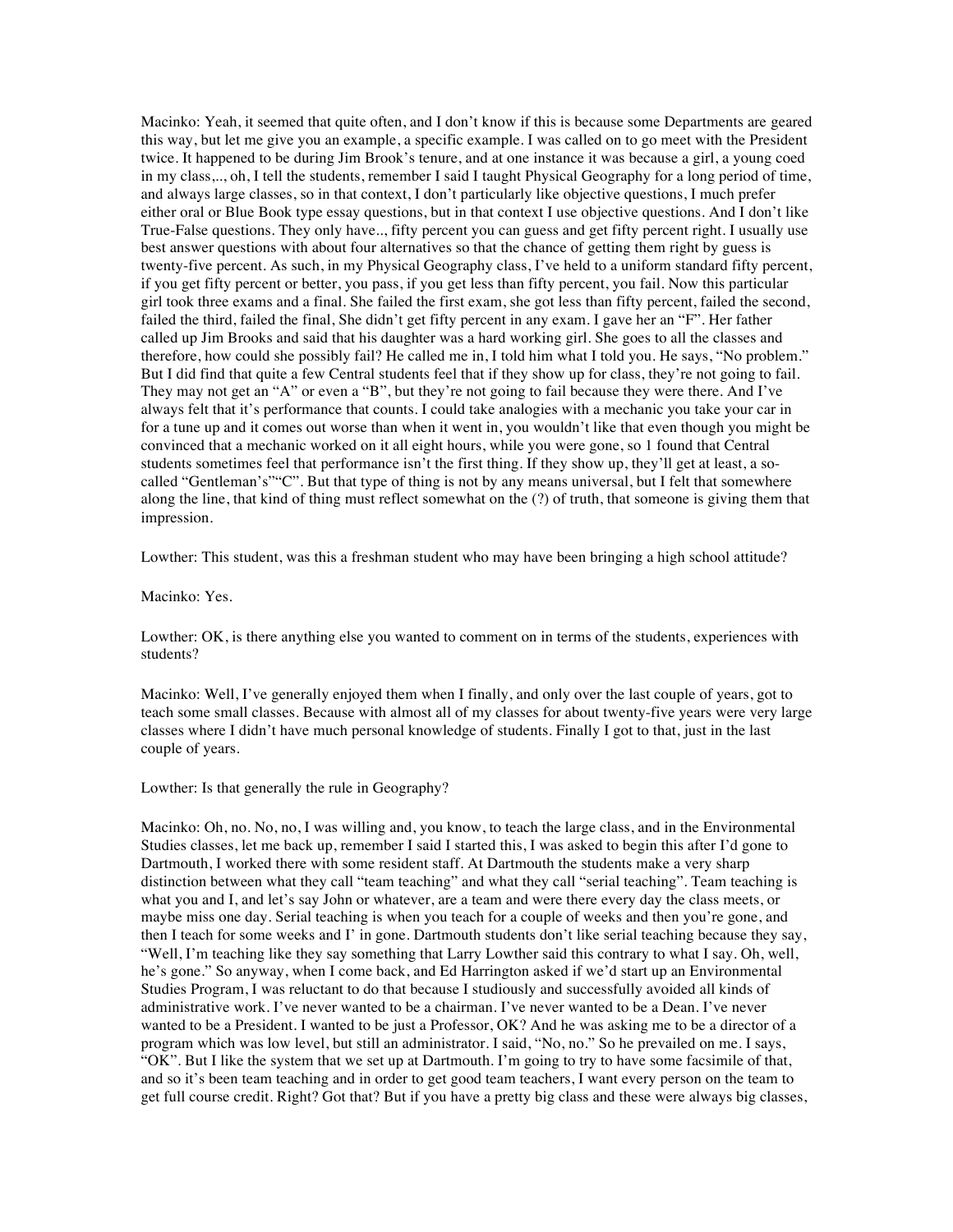Macinko: Yeah, it seemed that quite often, and I don't know if this is because some Departments are geared this way, but let me give you an example, a specific example. I was called on to go meet with the President twice. It happened to be during Jim Brook's tenure, and at one instance it was because a girl, a young coed in my class,.., oh, I tell the students, remember I said I taught Physical Geography for a long period of time, and always large classes, so in that context, I don't particularly like objective questions, I much prefer either oral or Blue Book type essay questions, but in that context I use objective questions. And I don't like True-False questions. They only have.., fifty percent you can guess and get fifty percent right. I usually use best answer questions with about four alternatives so that the chance of getting them right by guess is twenty-five percent. As such, in my Physical Geography class, I've held to a uniform standard fifty percent, if you get fifty percent or better, you pass, if you get less than fifty percent, you fail. Now this particular girl took three exams and a final. She failed the first exam, she got less than fifty percent, failed the second, failed the third, failed the final, She didn't get fifty percent in any exam. I gave her an "F". Her father called up Jim Brooks and said that his daughter was a hard working girl. She goes to all the classes and therefore, how could she possibly fail? He called me in, I told him what I told you. He says, "No problem." But I did find that quite a few Central students feel that if they show up for class, they're not going to fail. They may not get an "A" or even a "B", but they're not going to fail because they were there. And I've always felt that it's performance that counts. I could take analogies with a mechanic you take your car in for a tune up and it comes out worse than when it went in, you wouldn't like that even though you might be convinced that a mechanic worked on it all eight hours, while you were gone, so 1 found that Central students sometimes feel that performance isn't the first thing. If they show up, they'll get at least, a so-called "Gentleman's""C". But that type of thing is not by any means universal, but I felt that somewhere along the line, that kind of thing must reflect somewhat on the (?) of truth, that someone is giving them that impression.

Lowther: This student, was this a freshman student who may have been bringing a high school attitude?

Macinko: Yes.

Lowther: OK, is there anything else you wanted to comment on in terms of the students, experiences with students?

Macinko: Well, I've generally enjoyed them when I finally, and only over the last couple of years, got to teach some small classes. Because with almost all of my classes for about twenty-five years were very large classes where I didn't have much personal knowledge of students. Finally I got to that, just in the last couple of years.

Lowther: Is that generally the rule in Geography?

Macinko: Oh, no. No, no, I was willing and, you know, to teach the large class, and in the Environmental Studies classes, let me back up, remember I said I started this, I was asked to begin this after I'd gone to Dartmouth, I worked there with some resident staff. At Dartmouth the students make a very sharp distinction between what they call "team teaching" and what they call "serial teaching". Team teaching is what you and I, and let's say John or whatever, are a team and were there every day the class meets, or maybe miss one day. Serial teaching is when you teach for a couple of weeks and then you're gone, and then I teach for some weeks and I' in gone. Dartmouth students don't like serial teaching because they say, "Well, I'm teaching like they say something that Larry Lowther said this contrary to what I say. Oh, well, he's gone." So anyway, when I come back, and Ed Harrington asked if we'd start up an Environmental Studies Program, I was reluctant to do that because I studiously and successfully avoided all kinds of administrative work. I've never wanted to be a chairman. I've never wanted to be a Dean. I've never wanted to be a President. I wanted to be just a Professor, OK? And he was asking me to be a director of a program which was low level, but still an administrator. I said, "No, no." So he prevailed on me. I says, "OK". But I like the system that we set up at Dartmouth. I'm going to try to have some facsimile of that, and so it's been team teaching and in order to get good team teachers, I want every person on the team to get full course credit. Right? Got that? But if you have a pretty big class and these were always big classes,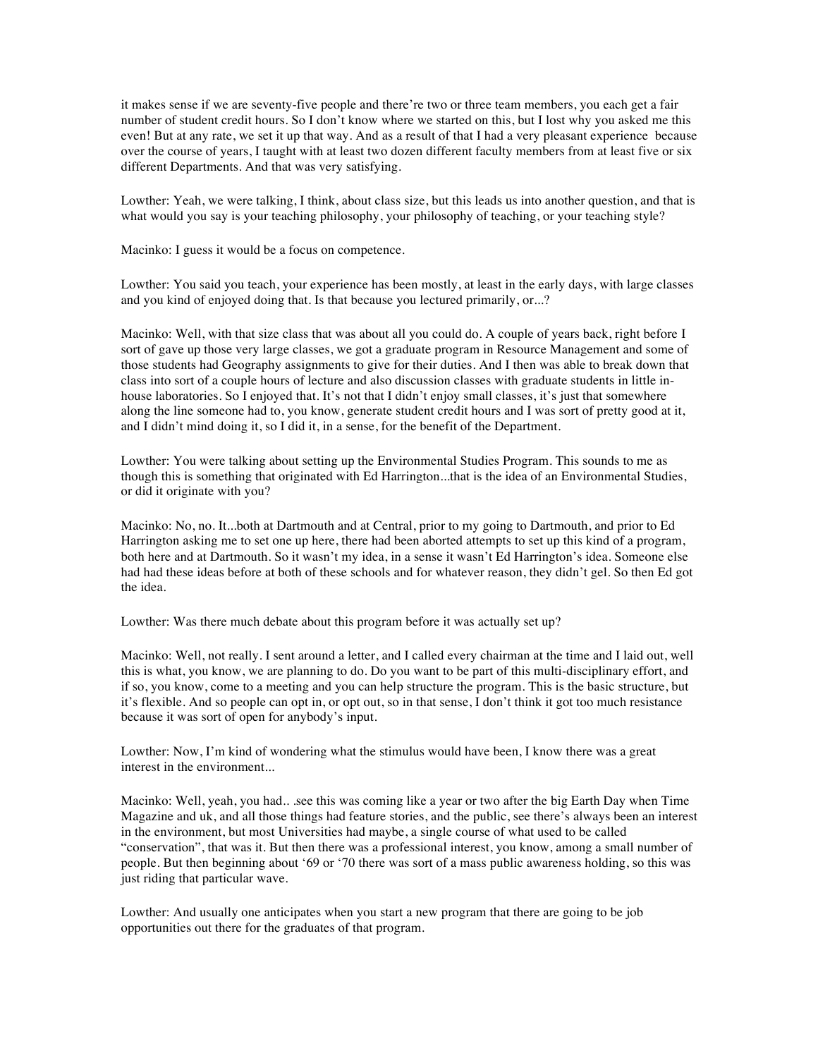it makes sense if we are seventy-five people and there're two or three team members, you each get a fair number of student credit hours. So I don't know where we started on this, but I lost why you asked me this even! But at any rate, we set it up that way. And as a result of that I had a very pleasant experience because over the course of years, I taught with at least two dozen different faculty members from at least five or six different Departments. And that was very satisfying.

Lowther: Yeah, we were talking, I think, about class size, but this leads us into another question, and that is what would you say is your teaching philosophy, your philosophy of teaching, or your teaching style?

Macinko: I guess it would be a focus on competence.

Lowther: You said you teach, your experience has been mostly, at least in the early days, with large classes and you kind of enjoyed doing that. Is that because you lectured primarily, or...?

Macinko: Well, with that size class that was about all you could do. A couple of years back, right before I sort of gave up those very large classes, we got a graduate program in Resource Management and some of those students had Geography assignments to give for their duties. And I then was able to break down that class into sort of a couple hours of lecture and also discussion classes with graduate students in little in-house laboratories. So I enjoyed that. It's not that I didn't enjoy small classes, it's just that somewhere along the line someone had to, you know, generate student credit hours and I was sort of pretty good at it, and I didn't mind doing it, so I did it, in a sense, for the benefit of the Department.

Lowther: You were talking about setting up the Environmental Studies Program. This sounds to me as though this is something that originated with Ed Harrington...that is the idea of an Environmental Studies, or did it originate with you?

Macinko: No, no. It...both at Dartmouth and at Central, prior to my going to Dartmouth, and prior to Ed Harrington asking me to set one up here, there had been aborted attempts to set up this kind of a program, both here and at Dartmouth. So it wasn't my idea, in a sense it wasn't Ed Harrington's idea. Someone else had had these ideas before at both of these schools and for whatever reason, they didn't gel. So then Ed got the idea.

Lowther: Was there much debate about this program before it was actually set up?

Macinko: Well, not really. I sent around a letter, and I called every chairman at the time and I laid out, well this is what, you know, we are planning to do. Do you want to be part of this multi-disciplinary effort, and if so, you know, come to a meeting and you can help structure the program. This is the basic structure, but it's flexible. And so people can opt in, or opt out, so in that sense, I don't think it got too much resistance because it was sort of open for anybody's input.

Lowther: Now, I'm kind of wondering what the stimulus would have been, I know there was a great interest in the environment...

Macinko: Well, yeah, you had.. .see this was coming like a year or two after the big Earth Day when Time Magazine and uk, and all those things had feature stories, and the public, see there's always been an interest in the environment, but most Universities had maybe, a single course of what used to be called "conservation", that was it. But then there was a professional interest, you know, among a small number of people. But then beginning about '69 or '70 there was sort of a mass public awareness holding, so this was just riding that particular wave.

Lowther: And usually one anticipates when you start a new program that there are going to be job opportunities out there for the graduates of that program.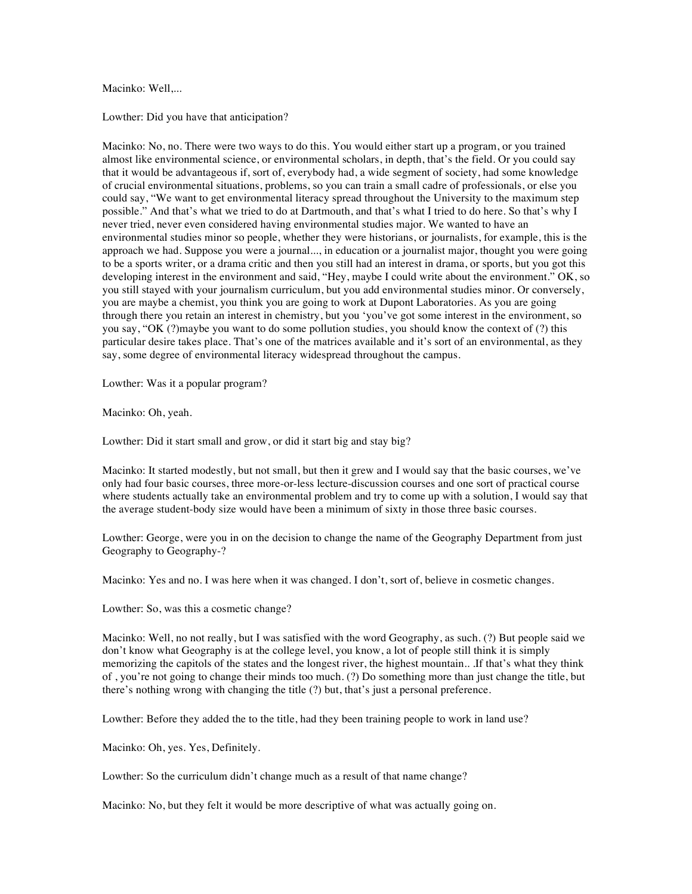Macinko: Well,...

Lowther: Did you have that anticipation?

Macinko: No, no. There were two ways to do this. You would either start up a program, or you trained almost like environmental science, or environmental scholars, in depth, that's the field. Or you could say that it would be advantageous if, sort of, everybody had, a wide segment of society, had some knowledge of crucial environmental situations, problems, so you can train a small cadre of professionals, or else you could say, "We want to get environmental literacy spread throughout the University to the maximum step possible." And that's what we tried to do at Dartmouth, and that's what I tried to do here. So that's why I never tried, never even considered having environmental studies major. We wanted to have an environmental studies minor so people, whether they were historians, or journalists, for example, this is the approach we had. Suppose you were a journal..., in education or a journalist major, thought you were going to be a sports writer, or a drama critic and then you still had an interest in drama, or sports, but you got this developing interest in the environment and said, "Hey, maybe I could write about the environment." OK, so you still stayed with your journalism curriculum, but you add environmental studies minor. Or conversely, you are maybe a chemist, you think you are going to work at Dupont Laboratories. As you are going through there you retain an interest in chemistry, but you 'you've got some interest in the environment, so you say, "OK (?)maybe you want to do some pollution studies, you should know the context of (?) this particular desire takes place. That's one of the matrices available and it's sort of an environmental, as they say, some degree of environmental literacy widespread throughout the campus.

Lowther: Was it a popular program?

Macinko: Oh, yeah.

Lowther: Did it start small and grow, or did it start big and stay big?

Macinko: It started modestly, but not small, but then it grew and I would say that the basic courses, we've only had four basic courses, three more-or-less lecture-discussion courses and one sort of practical course where students actually take an environmental problem and try to come up with a solution, I would say that the average student-body size would have been a minimum of sixty in those three basic courses.

Lowther: George, were you in on the decision to change the name of the Geography Department from just Geography to Geography-?

Macinko: Yes and no. I was here when it was changed. I don't, sort of, believe in cosmetic changes.

Lowther: So, was this a cosmetic change?

Macinko: Well, no not really, but I was satisfied with the word Geography, as such. (?) But people said we don't know what Geography is at the college level, you know, a lot of people still think it is simply memorizing the capitols of the states and the longest river, the highest mountain.. .If that's what they think of , you're not going to change their minds too much. (?) Do something more than just change the title, but there's nothing wrong with changing the title (?) but, that's just a personal preference.

Lowther: Before they added the to the title, had they been training people to work in land use?

Macinko: Oh, yes. Yes, Definitely.

Lowther: So the curriculum didn't change much as a result of that name change?

Macinko: No, but they felt it would be more descriptive of what was actually going on.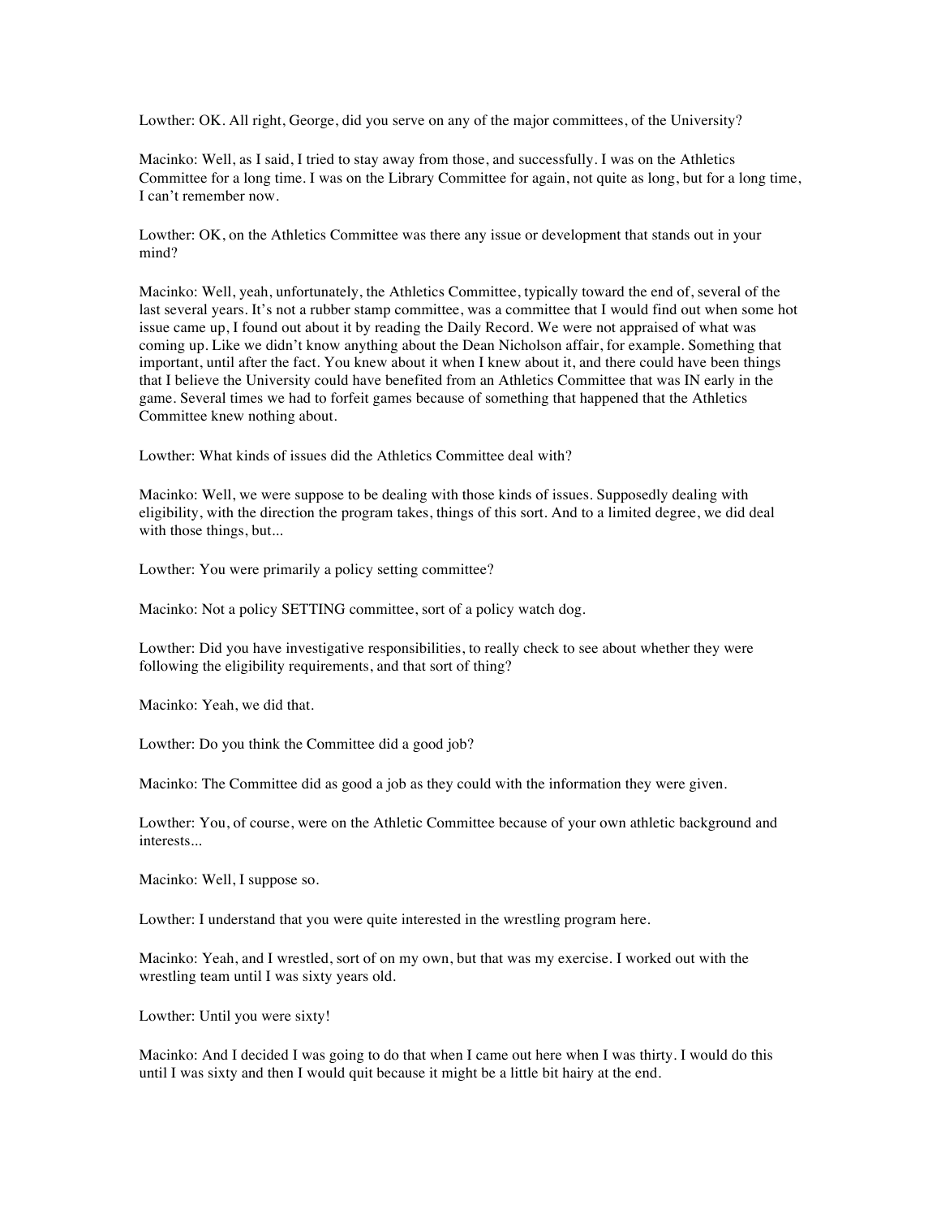Lowther: OK. All right, George, did you serve on any of the major committees, of the University?

Macinko: Well, as I said, I tried to stay away from those, and successfully. I was on the Athletics Committee for a long time. I was on the Library Committee for again, not quite as long, but for a long time, I can't remember now.

Lowther: OK, on the Athletics Committee was there any issue or development that stands out in your mind?

Macinko: Well, yeah, unfortunately, the Athletics Committee, typically toward the end of, several of the last several years. It's not a rubber stamp committee, was a committee that I would find out when some hot issue came up, I found out about it by reading the Daily Record. We were not appraised of what was coming up. Like we didn't know anything about the Dean Nicholson affair, for example. Something that important, until after the fact. You knew about it when I knew about it, and there could have been things that I believe the University could have benefited from an Athletics Committee that was IN early in the game. Several times we had to forfeit games because of something that happened that the Athletics Committee knew nothing about.

Lowther: What kinds of issues did the Athletics Committee deal with?

Macinko: Well, we were suppose to be dealing with those kinds of issues. Supposedly dealing with eligibility, with the direction the program takes, things of this sort. And to a limited degree, we did deal with those things, but...

Lowther: You were primarily a policy setting committee?

Macinko: Not a policy SETTING committee, sort of a policy watch dog.

Lowther: Did you have investigative responsibilities, to really check to see about whether they were following the eligibility requirements, and that sort of thing?

Macinko: Yeah, we did that.

Lowther: Do you think the Committee did a good job?

Macinko: The Committee did as good a job as they could with the information they were given.

Lowther: You, of course, were on the Athletic Committee because of your own athletic background and interests...

Macinko: Well, I suppose so.

Lowther: I understand that you were quite interested in the wrestling program here.

Macinko: Yeah, and I wrestled, sort of on my own, but that was my exercise. I worked out with the wrestling team until I was sixty years old.

Lowther: Until you were sixty!

Macinko: And I decided I was going to do that when I came out here when I was thirty. I would do this until I was sixty and then I would quit because it might be a little bit hairy at the end.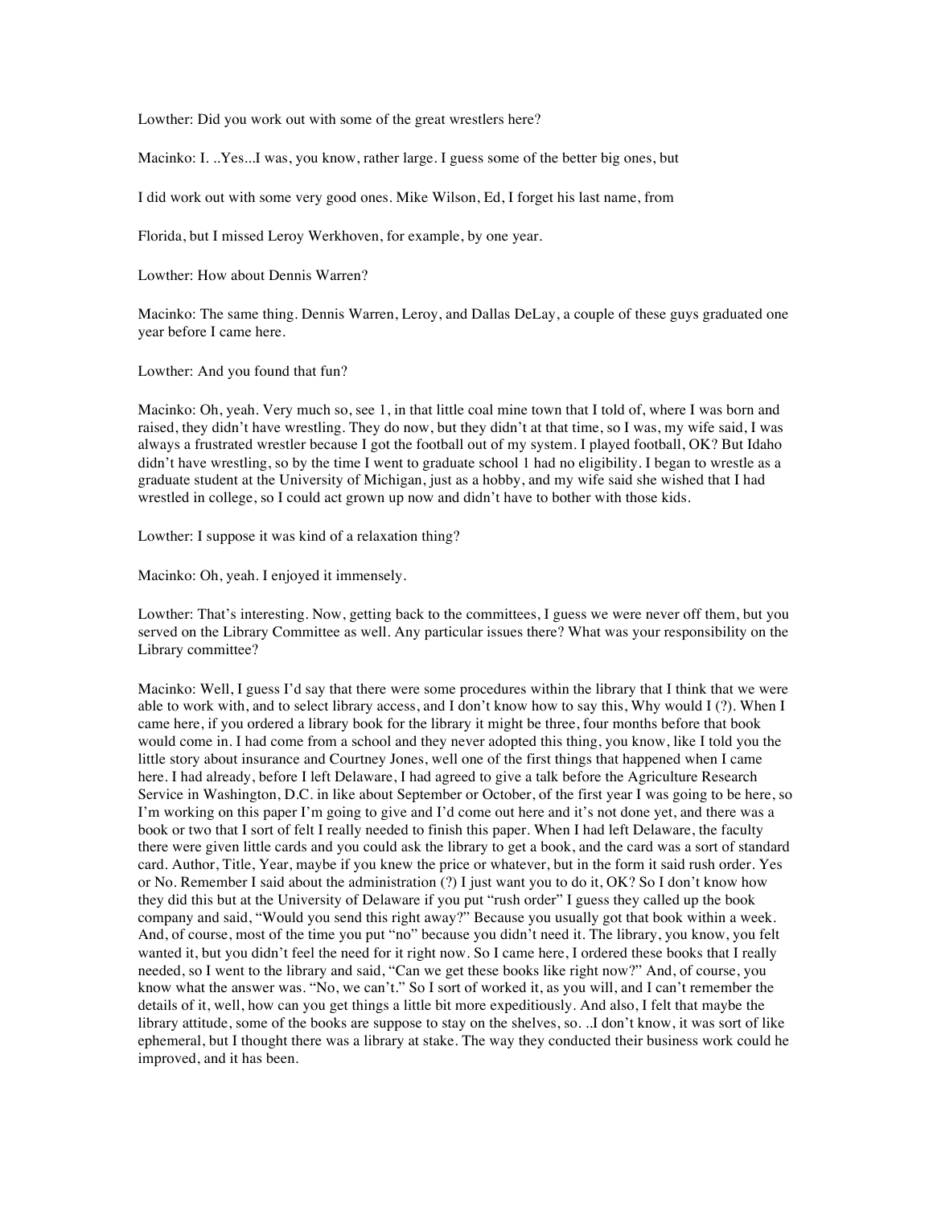Lowther: Did you work out with some of the great wrestlers here?

Macinko: I. ..Yes...I was, you know, rather large. I guess some of the better big ones, but

I did work out with some very good ones. Mike Wilson, Ed, I forget his last name, from

Florida, but I missed Leroy Werkhoven, for example, by one year.

Lowther: How about Dennis Warren?

Macinko: The same thing. Dennis Warren, Leroy, and Dallas DeLay, a couple of these guys graduated one year before I came here.

Lowther: And you found that fun?

Macinko: Oh, yeah. Very much so, see 1, in that little coal mine town that I told of, where I was born and raised, they didn't have wrestling. They do now, but they didn't at that time, so I was, my wife said, I was always a frustrated wrestler because I got the football out of my system. I played football, OK? But Idaho didn't have wrestling, so by the time I went to graduate school 1 had no eligibility. I began to wrestle as a graduate student at the University of Michigan, just as a hobby, and my wife said she wished that I had wrestled in college, so I could act grown up now and didn't have to bother with those kids.

Lowther: I suppose it was kind of a relaxation thing?

Macinko: Oh, yeah. I enjoyed it immensely.

Lowther: That's interesting. Now, getting back to the committees, I guess we were never off them, but you served on the Library Committee as well. Any particular issues there? What was your responsibility on the Library committee?

Macinko: Well, I guess I'd say that there were some procedures within the library that I think that we were able to work with, and to select library access, and I don't know how to say this, Why would I (?). When I came here, if you ordered a library book for the library it might be three, four months before that book would come in. I had come from a school and they never adopted this thing, you know, like I told you the little story about insurance and Courtney Jones, well one of the first things that happened when I came here. I had already, before I left Delaware, I had agreed to give a talk before the Agriculture Research Service in Washington, D.C. in like about September or October, of the first year I was going to be here, so I'm working on this paper I'm going to give and I'd come out here and it's not done yet, and there was a book or two that I sort of felt I really needed to finish this paper. When I had left Delaware, the faculty there were given little cards and you could ask the library to get a book, and the card was a sort of standard card. Author, Title, Year, maybe if you knew the price or whatever, but in the form it said rush order. Yes or No. Remember I said about the administration (?) I just want you to do it, OK? So I don't know how they did this but at the University of Delaware if you put "rush order" I guess they called up the book company and said, "Would you send this right away?" Because you usually got that book within a week. And, of course, most of the time you put "no" because you didn't need it. The library, you know, you felt wanted it, but you didn't feel the need for it right now. So I came here, I ordered these books that I really needed, so I went to the library and said, "Can we get these books like right now?" And, of course, you know what the answer was. "No, we can't." So I sort of worked it, as you will, and I can't remember the details of it, well, how can you get things a little bit more expeditiously. And also, I felt that maybe the library attitude, some of the books are suppose to stay on the shelves, so. ..I don't know, it was sort of like ephemeral, but I thought there was a library at stake. The way they conducted their business work could he improved, and it has been.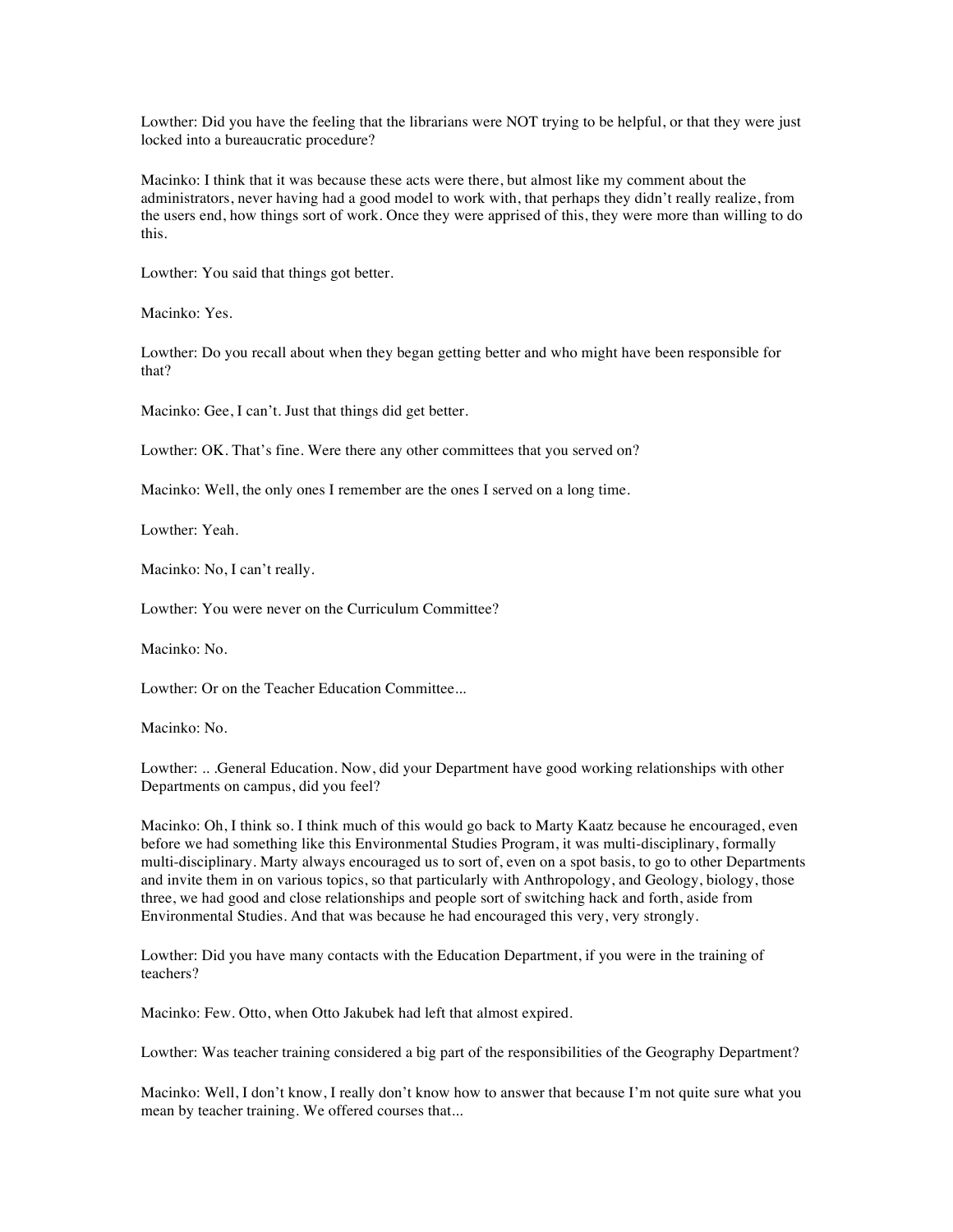Lowther: Did you have the feeling that the librarians were NOT trying to be helpful, or that they were just locked into a bureaucratic procedure?

Macinko: I think that it was because these acts were there, but almost like my comment about the administrators, never having had a good model to work with, that perhaps they didn't really realize, from the users end, how things sort of work. Once they were apprised of this, they were more than willing to do this.

Lowther: You said that things got better.

Macinko: Yes.

Lowther: Do you recall about when they began getting better and who might have been responsible for that?

Macinko: Gee, I can't. Just that things did get better.

Lowther: OK. That's fine. Were there any other committees that you served on?

Macinko: Well, the only ones I remember are the ones I served on a long time.

Lowther: Yeah.

Macinko: No, I can't really.

Lowther: You were never on the Curriculum Committee?

Macinko: No.

Lowther: Or on the Teacher Education Committee...

Macinko: No.

Lowther: .. .General Education. Now, did your Department have good working relationships with other Departments on campus, did you feel?

Macinko: Oh, I think so. I think much of this would go back to Marty Kaatz because he encouraged, even before we had something like this Environmental Studies Program, it was multi-disciplinary, formally multi-disciplinary. Marty always encouraged us to sort of, even on a spot basis, to go to other Departments and invite them in on various topics, so that particularly with Anthropology, and Geology, biology, those three, we had good and close relationships and people sort of switching hack and forth, aside from Environmental Studies. And that was because he had encouraged this very, very strongly.

Lowther: Did you have many contacts with the Education Department, if you were in the training of teachers?

Macinko: Few. Otto, when Otto Jakubek had left that almost expired.

Lowther: Was teacher training considered a big part of the responsibilities of the Geography Department?

Macinko: Well, I don't know, I really don't know how to answer that because I'm not quite sure what you mean by teacher training. We offered courses that...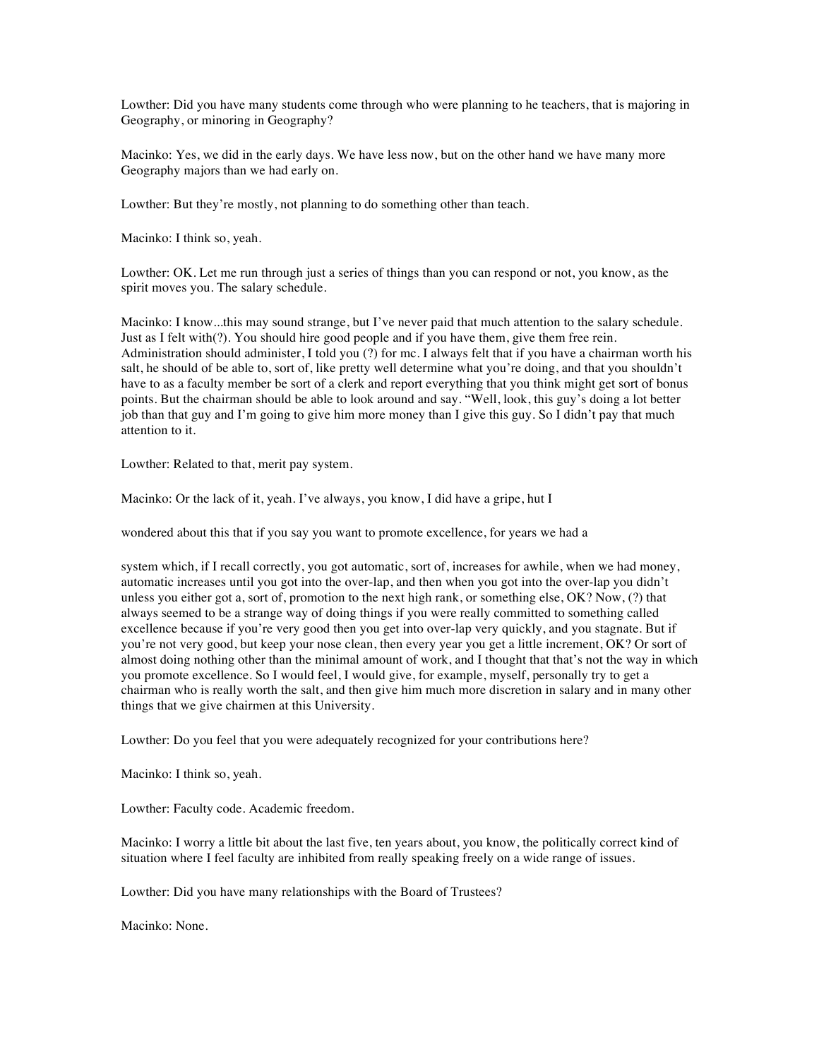Lowther: Did you have many students come through who were planning to he teachers, that is majoring in Geography, or minoring in Geography?

Macinko: Yes, we did in the early days. We have less now, but on the other hand we have many more Geography majors than we had early on.

Lowther: But they're mostly, not planning to do something other than teach.

Macinko: I think so, yeah.

Lowther: OK. Let me run through just a series of things than you can respond or not, you know, as the spirit moves you. The salary schedule.

Macinko: I know...this may sound strange, but I've never paid that much attention to the salary schedule. Just as I felt with(?). You should hire good people and if you have them, give them free rein. Administration should administer, I told you (?) for mc. I always felt that if you have a chairman worth his salt, he should of be able to, sort of, like pretty well determine what you're doing, and that you shouldn't have to as a faculty member be sort of a clerk and report everything that you think might get sort of bonus points. But the chairman should be able to look around and say. "Well, look, this guy's doing a lot better job than that guy and I'm going to give him more money than I give this guy. So I didn't pay that much attention to it.

Lowther: Related to that, merit pay system.

Macinko: Or the lack of it, yeah. I've always, you know, I did have a gripe, hut I

wondered about this that if you say you want to promote excellence, for years we had a

system which, if I recall correctly, you got automatic, sort of, increases for awhile, when we had money, automatic increases until you got into the over-lap, and then when you got into the over-lap you didn't unless you either got a, sort of, promotion to the next high rank, or something else, OK? Now, (?) that always seemed to be a strange way of doing things if you were really committed to something called excellence because if you're very good then you get into over-lap very quickly, and you stagnate. But if you're not very good, but keep your nose clean, then every year you get a little increment, OK? Or sort of almost doing nothing other than the minimal amount of work, and I thought that that's not the way in which you promote excellence. So I would feel, I would give, for example, myself, personally try to get a chairman who is really worth the salt, and then give him much more discretion in salary and in many other things that we give chairmen at this University.

Lowther: Do you feel that you were adequately recognized for your contributions here?

Macinko: I think so, yeah.

Lowther: Faculty code. Academic freedom.

Macinko: I worry a little bit about the last five, ten years about, you know, the politically correct kind of situation where I feel faculty are inhibited from really speaking freely on a wide range of issues.

Lowther: Did you have many relationships with the Board of Trustees?

Macinko: None.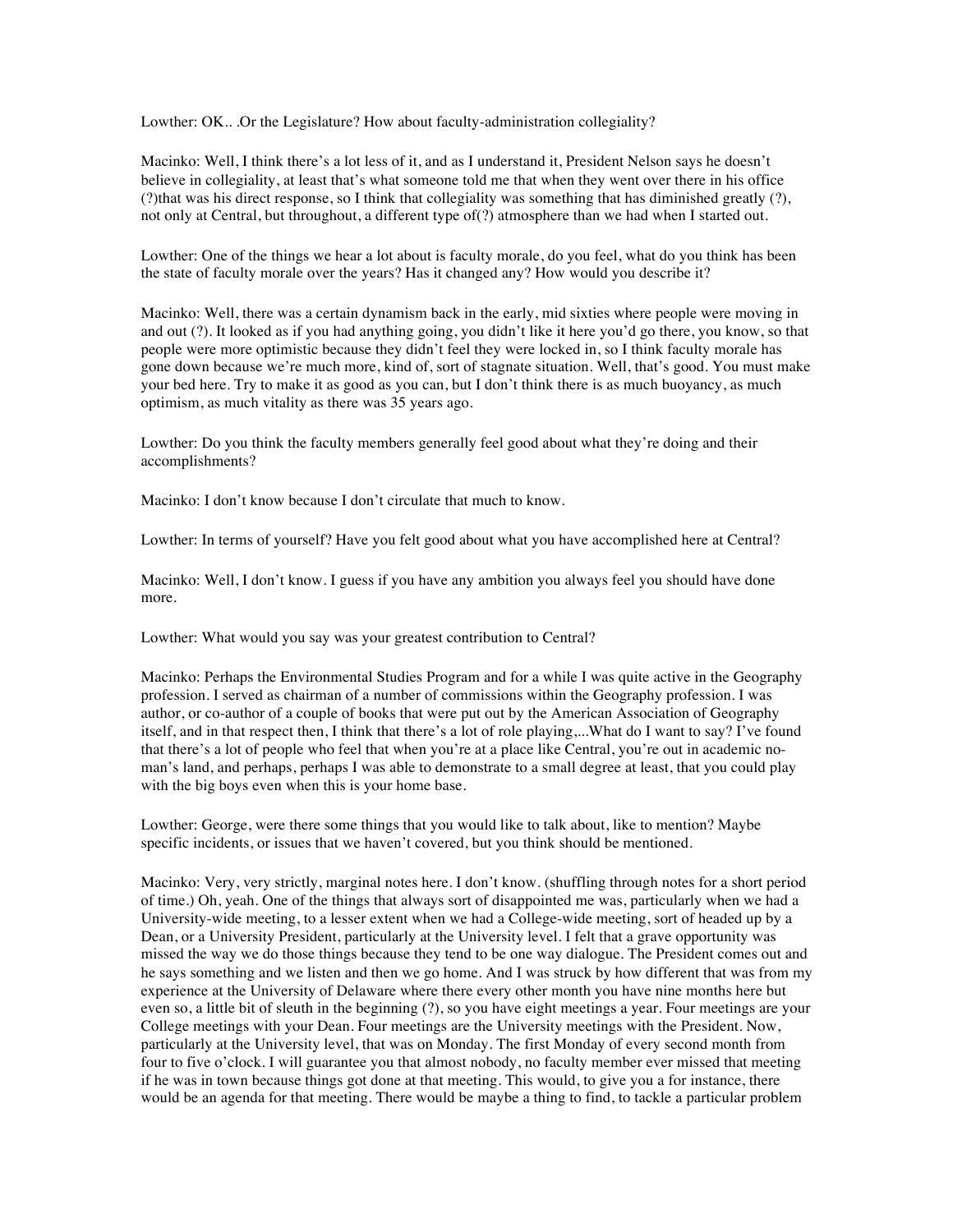Lowther: OK.. .Or the Legislature? How about faculty-administration collegiality?

Macinko: Well, I think there's a lot less of it, and as I understand it, President Nelson says he doesn't believe in collegiality, at least that's what someone told me that when they went over there in his office (?)that was his direct response, so I think that collegiality was something that has diminished greatly (?), not only at Central, but throughout, a different type of(?) atmosphere than we had when I started out.

Lowther: One of the things we hear a lot about is faculty morale, do you feel, what do you think has been the state of faculty morale over the years? Has it changed any? How would you describe it?

Macinko: Well, there was a certain dynamism back in the early, mid sixties where people were moving in and out (?). It looked as if you had anything going, you didn't like it here you'd go there, you know, so that people were more optimistic because they didn't feel they were locked in, so I think faculty morale has gone down because we're much more, kind of, sort of stagnate situation. Well, that's good. You must make your bed here. Try to make it as good as you can, but I don't think there is as much buoyancy, as much optimism, as much vitality as there was 35 years ago.

Lowther: Do you think the faculty members generally feel good about what they're doing and their accomplishments?

Macinko: I don't know because I don't circulate that much to know.

Lowther: In terms of yourself? Have you felt good about what you have accomplished here at Central?

Macinko: Well, I don't know. I guess if you have any ambition you always feel you should have done more.

Lowther: What would you say was your greatest contribution to Central?

Macinko: Perhaps the Environmental Studies Program and for a while I was quite active in the Geography profession. I served as chairman of a number of commissions within the Geography profession. I was author, or co-author of a couple of books that were put out by the American Association of Geography itself, and in that respect then, I think that there's a lot of role playing,...What do I want to say? I've found that there's a lot of people who feel that when you're at a place like Central, you're out in academic no-man's land, and perhaps, perhaps I was able to demonstrate to a small degree at least, that you could play with the big boys even when this is your home base.

Lowther: George, were there some things that you would like to talk about, like to mention? Maybe specific incidents, or issues that we haven't covered, but you think should be mentioned.

Macinko: Very, very strictly, marginal notes here. I don't know. (shuffling through notes for a short period of time.) Oh, yeah. One of the things that always sort of disappointed me was, particularly when we had a University-wide meeting, to a lesser extent when we had a College-wide meeting, sort of headed up by a Dean, or a University President, particularly at the University level. I felt that a grave opportunity was missed the way we do those things because they tend to be one way dialogue. The President comes out and he says something and we listen and then we go home. And I was struck by how different that was from my experience at the University of Delaware where there every other month you have nine months here but even so, a little bit of sleuth in the beginning (?), so you have eight meetings a year. Four meetings are your College meetings with your Dean. Four meetings are the University meetings with the President. Now, particularly at the University level, that was on Monday. The first Monday of every second month from four to five o'clock. I will guarantee you that almost nobody, no faculty member ever missed that meeting if he was in town because things got done at that meeting. This would, to give you a for instance, there would be an agenda for that meeting. There would be maybe a thing to find, to tackle a particular problem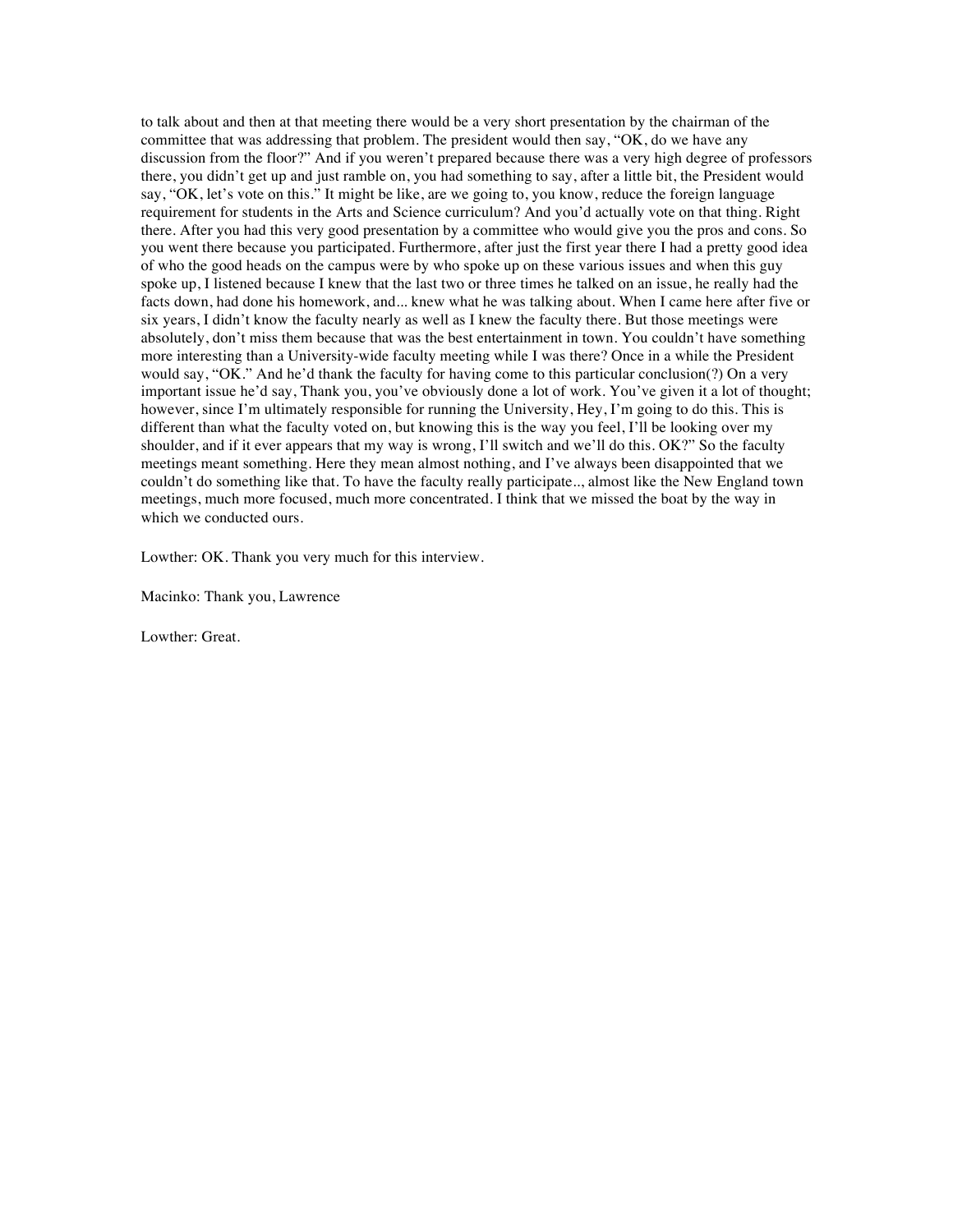to talk about and then at that meeting there would be a very short presentation by the chairman of the committee that was addressing that problem. The president would then say, "OK, do we have any discussion from the floor?" And if you weren't prepared because there was a very high degree of professors there, you didn't get up and just ramble on, you had something to say, after a little bit, the President would say, "OK, let's vote on this." It might be like, are we going to, you know, reduce the foreign language requirement for students in the Arts and Science curriculum? And you'd actually vote on that thing. Right there. After you had this very good presentation by a committee who would give you the pros and cons. So you went there because you participated. Furthermore, after just the first year there I had a pretty good idea of who the good heads on the campus were by who spoke up on these various issues and when this guy spoke up, I listened because I knew that the last two or three times he talked on an issue, he really had the facts down, had done his homework, and... knew what he was talking about. When I came here after five or six years, I didn't know the faculty nearly as well as I knew the faculty there. But those meetings were absolutely, don't miss them because that was the best entertainment in town. You couldn't have something more interesting than a University-wide faculty meeting while I was there? Once in a while the President would say, "OK." And he'd thank the faculty for having come to this particular conclusion(?) On a very important issue he'd say, Thank you, you've obviously done a lot of work. You've given it a lot of thought; however, since I'm ultimately responsible for running the University, Hey, I'm going to do this. This is different than what the faculty voted on, but knowing this is the way you feel, I'll be looking over my shoulder, and if it ever appears that my way is wrong, I'll switch and we'll do this. OK?" So the faculty meetings meant something. Here they mean almost nothing, and I've always been disappointed that we couldn't do something like that. To have the faculty really participate.., almost like the New England town meetings, much more focused, much more concentrated. I think that we missed the boat by the way in which we conducted ours.

Lowther: OK. Thank you very much for this interview.

Macinko: Thank you, Lawrence

Lowther: Great.